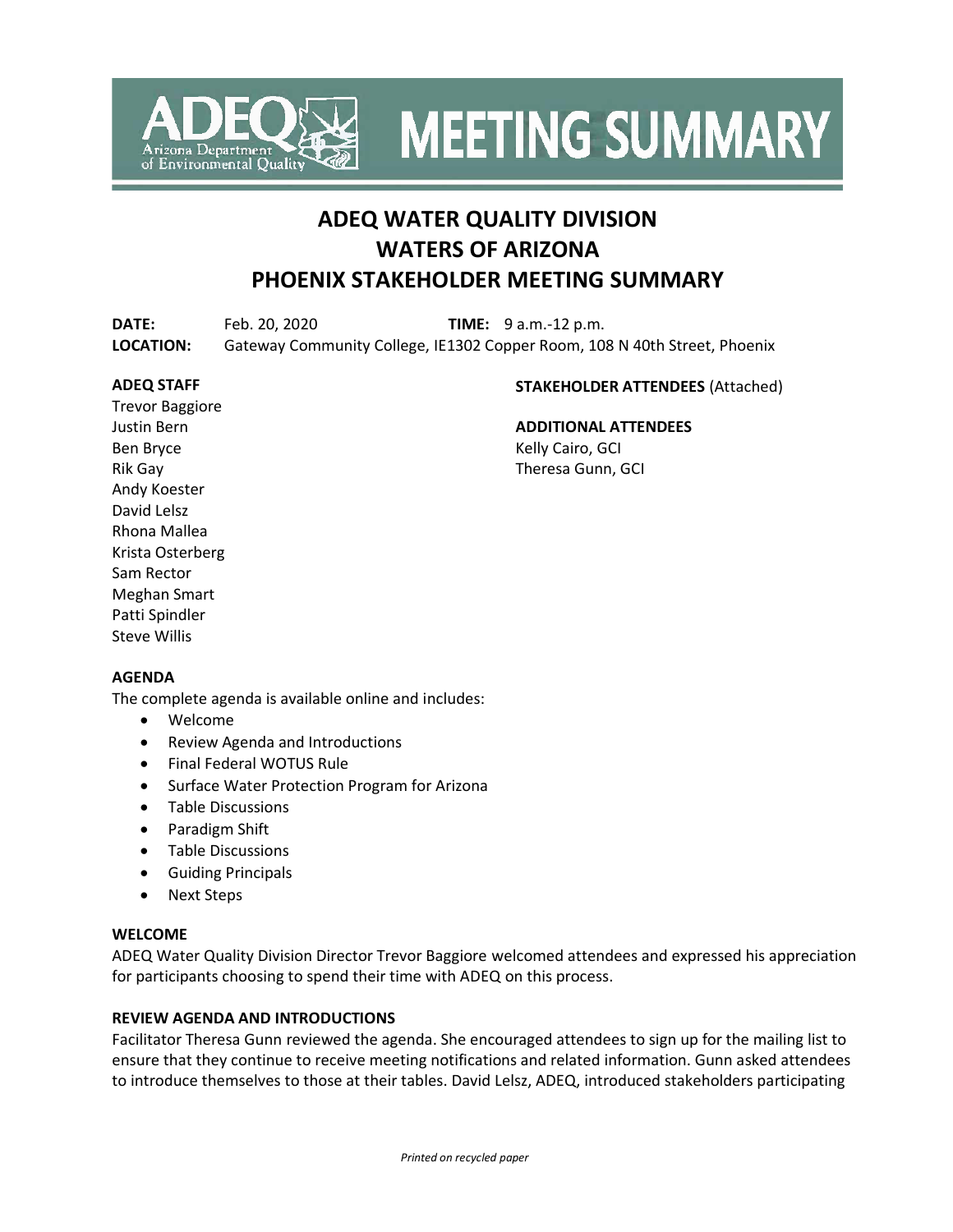# ADEQ WATER QUALITY DIVISION
# WATERS OF ARIZONA
# PHOENIX STAKEHOLDER MEETING SUMMARY

**DATE:** Feb. 20, 2020 **TIME:** 9 a.m.-12 p.m.
**LOCATION:** Gateway Community College, IE1302 Copper Room, 108 N 40th Street, Phoenix

**ADEQ STAFF**
Trevor Baggiore
Justin Bern
Ben Bryce
Rik Gay
Andy Koester
David Lelsz
Rhona Mallea
Krista Osterberg
Sam Rector
Meghan Smart
Patti Spindler
Steve Willis

**STAKEHOLDER ATTENDEES** (Attached)

**ADDITIONAL ATTENDEES**
Kelly Cairo, GCI
Theresa Gunn, GCI

**AGENDA**
The complete agenda is available online and includes:

- Welcome
- Review Agenda and Introductions
- Final Federal WOTUS Rule
- Surface Water Protection Program for Arizona
- Table Discussions
- Paradigm Shift
- Table Discussions
- Guiding Principals
- Next Steps

**WELCOME**
ADEQ Water Quality Division Director Trevor Baggiore welcomed attendees and expressed his appreciation for participants choosing to spend their time with ADEQ on this process.

**REVIEW AGENDA AND INTRODUCTIONS**
Facilitator Theresa Gunn reviewed the agenda. She encouraged attendees to sign up for the mailing list to ensure that they continue to receive meeting notifications and related information. Gunn asked attendees to introduce themselves to those at their tables. David Lelsz, ADEQ, introduced stakeholders participating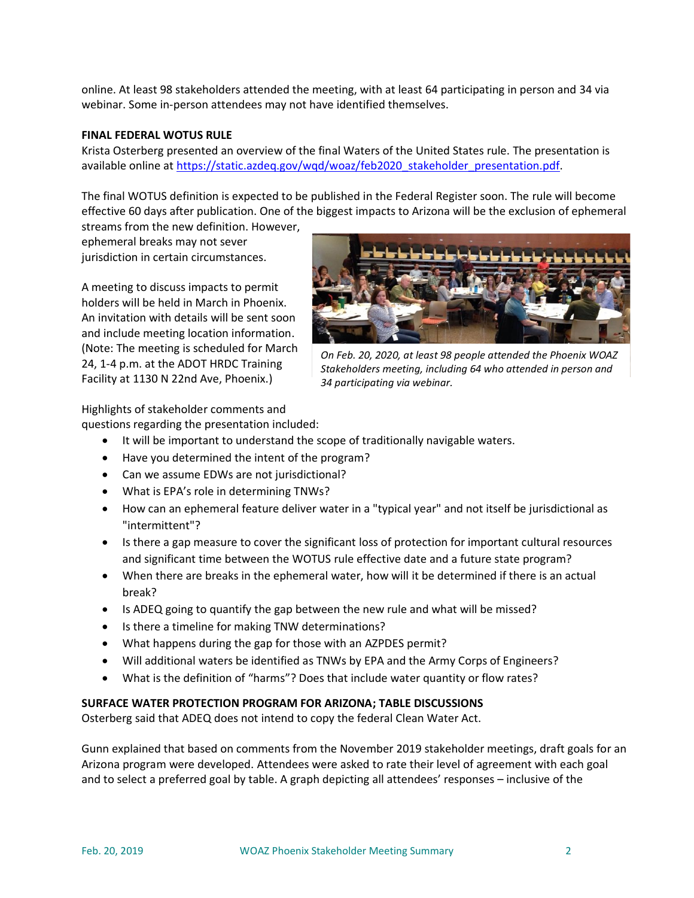online. At least 98 stakeholders attended the meeting, with at least 64 participating in person and 34 via webinar. Some in-person attendees may not have identified themselves.

**FINAL FEDERAL WOTUS RULE**

Krista Osterberg presented an overview of the final Waters of the United States rule. The presentation is available online at [https://static.azdeq.gov/wqd/woaz/feb2020_stakeholder_presentation.pdf](https://static.azdeq.gov/wqd/woaz/feb2020_stakeholder_presentation.pdf).

The final WOTUS definition is expected to be published in the Federal Register soon. The rule will become effective 60 days after publication. One of the biggest impacts to Arizona will be the exclusion of ephemeral streams from the new definition. However, ephemeral breaks may not sever jurisdiction in certain circumstances.

*On Feb. 20, 2020, at least 98 people attended the Phoenix WOAZ Stakeholders meeting, including 64 who attended in person and 34 participating via webinar.*

A meeting to discuss impacts to permit holders will be held in March in Phoenix. An invitation with details will be sent soon and include meeting location information. (Note: The meeting is scheduled for March 24, 1-4 p.m. at the ADOT HRDC Training Facility at 1130 N 22nd Ave, Phoenix.)

Highlights of stakeholder comments and questions regarding the presentation included:

- It will be important to understand the scope of traditionally navigable waters.
- Have you determined the intent of the program?
- Can we assume EDWs are not jurisdictional?
- What is EPA's role in determining TNWs?
- How can an ephemeral feature deliver water in a "typical year" and not itself be jurisdictional as "intermittent"?
- Is there a gap measure to cover the significant loss of protection for important cultural resources and significant time between the WOTUS rule effective date and a future state program?
- When there are breaks in the ephemeral water, how will it be determined if there is an actual break?
- Is ADEQ going to quantify the gap between the new rule and what will be missed?
- Is there a timeline for making TNW determinations?
- What happens during the gap for those with an AZPDES permit?
- Will additional waters be identified as TNWs by EPA and the Army Corps of Engineers?
- What is the definition of "harms"? Does that include water quantity or flow rates?

**SURFACE WATER PROTECTION PROGRAM FOR ARIZONA; TABLE DISCUSSIONS**

Osterberg said that ADEQ does not intend to copy the federal Clean Water Act.

Gunn explained that based on comments from the November 2019 stakeholder meetings, draft goals for an Arizona program were developed. Attendees were asked to rate their level of agreement with each goal and to select a preferred goal by table. A graph depicting all attendees' responses – inclusive of the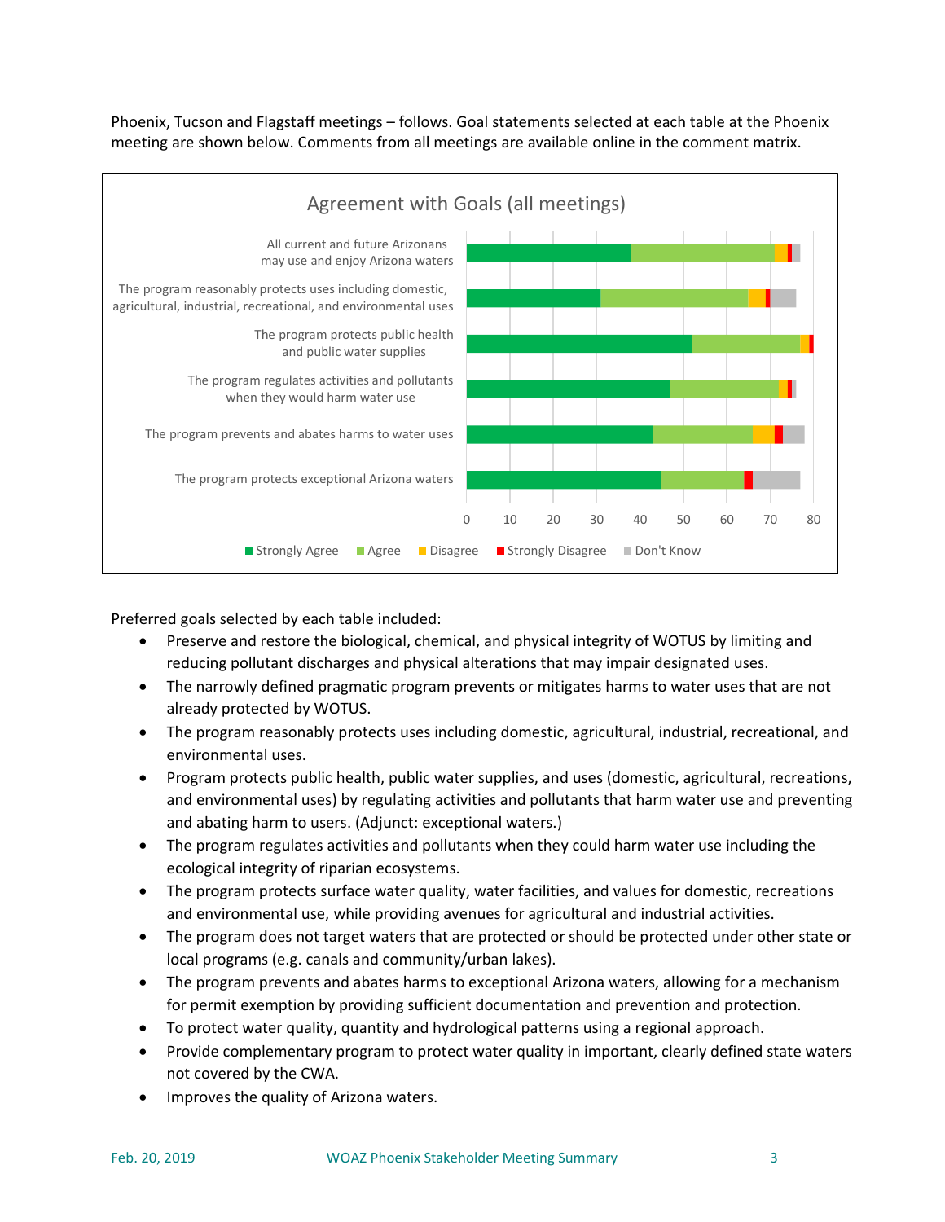Phoenix, Tucson and Flagstaff meetings – follows. Goal statements selected at each table at the Phoenix meeting are shown below. Comments from all meetings are available online in the comment matrix.

**Agreement with Goals (all meetings)**

| Goal | Strongly Agree | Agree | Disagree | Strongly Disagree | Don't Know |
|---|---|---|---|---|---|
| All current and future Arizonans may use and enjoy Arizona waters | 38 | 33 | 3 | 1 | 2 |
| The program reasonably protects uses including domestic, agricultural, industrial, recreational, and environmental uses | 31 | 34 | 4 | 1 | 6 |
| The program protects public health and public water supplies | 52 | 25 | 2 | 1 | 0 |
| The program regulates activities and pollutants when they would harm water use | 47 | 25 | 2 | 1 | 1 |
| The program prevents and abates harms to water uses | 43 | 23 | 5 | 2 | 5 |
| The program protects exceptional Arizona waters | 45 | 19 | 0 | 2 | 11 |

Preferred goals selected by each table included:

- Preserve and restore the biological, chemical, and physical integrity of WOTUS by limiting and reducing pollutant discharges and physical alterations that may impair designated uses.
- The narrowly defined pragmatic program prevents or mitigates harms to water uses that are not already protected by WOTUS.
- The program reasonably protects uses including domestic, agricultural, industrial, recreational, and environmental uses.
- Program protects public health, public water supplies, and uses (domestic, agricultural, recreations, and environmental uses) by regulating activities and pollutants that harm water use and preventing and abating harm to users. (Adjunct: exceptional waters.)
- The program regulates activities and pollutants when they could harm water use including the ecological integrity of riparian ecosystems.
- The program protects surface water quality, water facilities, and values for domestic, recreations and environmental use, while providing avenues for agricultural and industrial activities.
- The program does not target waters that are protected or should be protected under other state or local programs (e.g. canals and community/urban lakes).
- The program prevents and abates harms to exceptional Arizona waters, allowing for a mechanism for permit exemption by providing sufficient documentation and prevention and protection.
- To protect water quality, quantity and hydrological patterns using a regional approach.
- Provide complementary program to protect water quality in important, clearly defined state waters not covered by the CWA.
- Improves the quality of Arizona waters.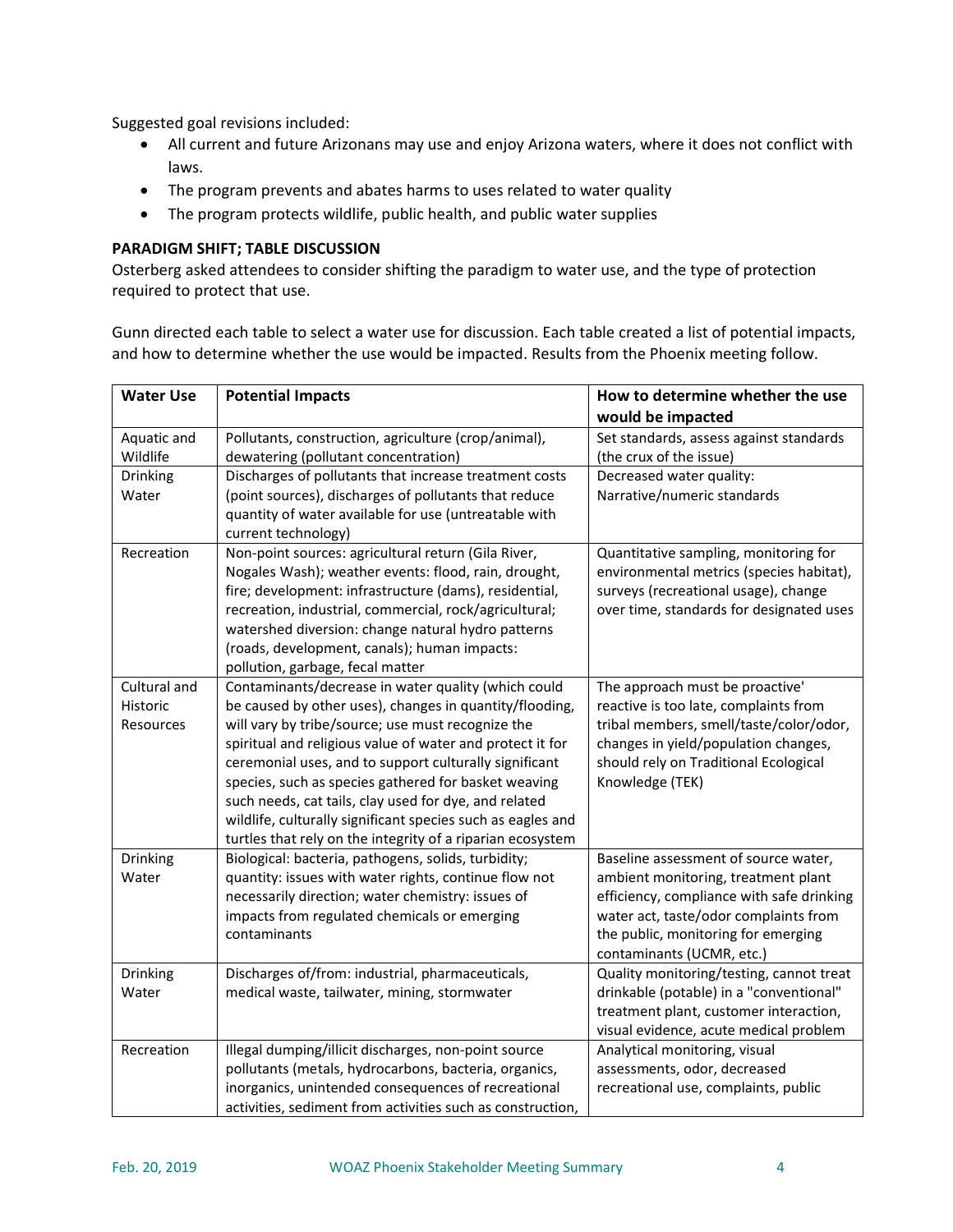Suggested goal revisions included:

- All current and future Arizonans may use and enjoy Arizona waters, where it does not conflict with laws.
- The program prevents and abates harms to uses related to water quality
- The program protects wildlife, public health, and public water supplies

**PARADIGM SHIFT; TABLE DISCUSSION**

Osterberg asked attendees to consider shifting the paradigm to water use, and the type of protection required to protect that use.

Gunn directed each table to select a water use for discussion. Each table created a list of potential impacts, and how to determine whether the use would be impacted. Results from the Phoenix meeting follow.

| Water Use | Potential Impacts | How to determine whether the use would be impacted |
|---|---|---|
| Aquatic and Wildlife | Pollutants, construction, agriculture (crop/animal), dewatering (pollutant concentration) | Set standards, assess against standards (the crux of the issue) |
| Drinking Water | Discharges of pollutants that increase treatment costs (point sources), discharges of pollutants that reduce quantity of water available for use (untreatable with current technology) | Decreased water quality: Narrative/numeric standards |
| Recreation | Non-point sources: agricultural return (Gila River, Nogales Wash); weather events: flood, rain, drought, fire; development: infrastructure (dams), residential, recreation, industrial, commercial, rock/agricultural; watershed diversion: change natural hydro patterns (roads, development, canals); human impacts: pollution, garbage, fecal matter | Quantitative sampling, monitoring for environmental metrics (species habitat), surveys (recreational usage), change over time, standards for designated uses |
| Cultural and Historic Resources | Contaminants/decrease in water quality (which could be caused by other uses), changes in quantity/flooding, will vary by tribe/source; use must recognize the spiritual and religious value of water and protect it for ceremonial uses, and to support culturally significant species, such as species gathered for basket weaving such needs, cat tails, clay used for dye, and related wildlife, culturally significant species such as eagles and turtles that rely on the integrity of a riparian ecosystem | The approach must be proactive' reactive is too late, complaints from tribal members, smell/taste/color/odor, changes in yield/population changes, should rely on Traditional Ecological Knowledge (TEK) |
| Drinking Water | Biological: bacteria, pathogens, solids, turbidity; quantity: issues with water rights, continue flow not necessarily direction; water chemistry: issues of impacts from regulated chemicals or emerging contaminants | Baseline assessment of source water, ambient monitoring, treatment plant efficiency, compliance with safe drinking water act, taste/odor complaints from the public, monitoring for emerging contaminants (UCMR, etc.) |
| Drinking Water | Discharges of/from: industrial, pharmaceuticals, medical waste, tailwater, mining, stormwater | Quality monitoring/testing, cannot treat drinkable (potable) in a "conventional" treatment plant, customer interaction, visual evidence, acute medical problem |
| Recreation | Illegal dumping/illicit discharges, non-point source pollutants (metals, hydrocarbons, bacteria, organics, inorganics, unintended consequences of recreational activities, sediment from activities such as construction, | Analytical monitoring, visual assessments, odor, decreased recreational use, complaints, public |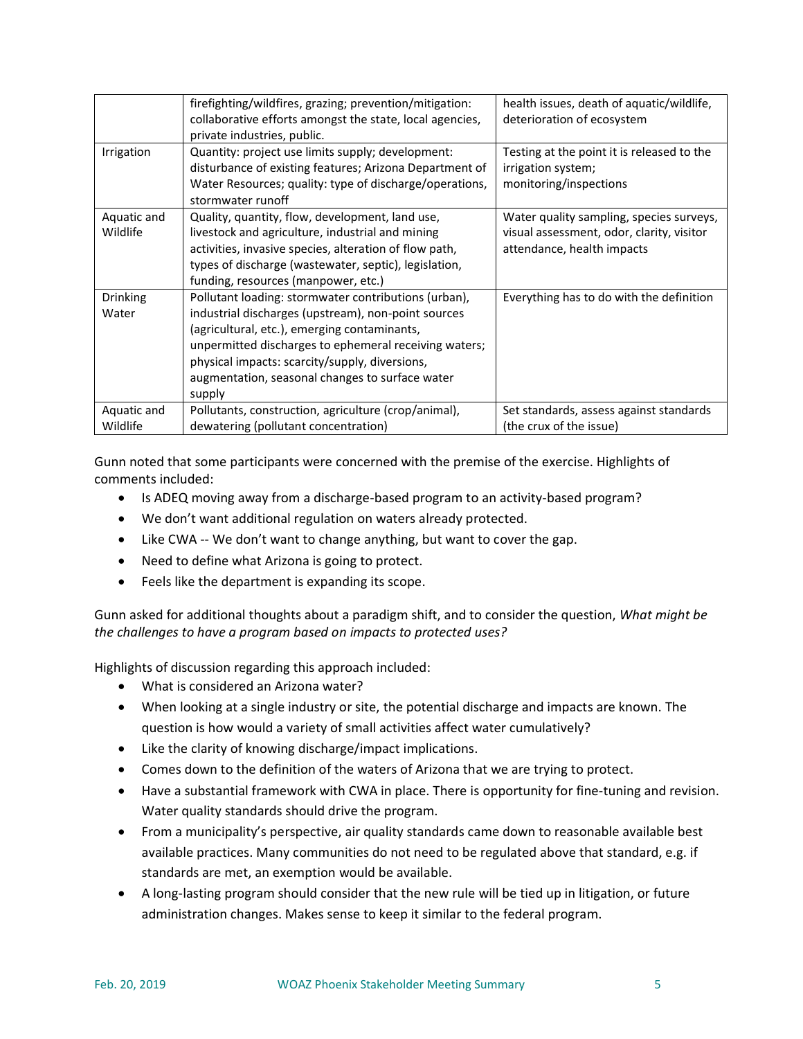| | | |
|---|---|---|
| | firefighting/wildfires, grazing; prevention/mitigation: collaborative efforts amongst the state, local agencies, private industries, public. | health issues, death of aquatic/wildlife, deterioration of ecosystem |
| Irrigation | Quantity: project use limits supply; development: disturbance of existing features; Arizona Department of Water Resources; quality: type of discharge/operations, stormwater runoff | Testing at the point it is released to the irrigation system; monitoring/inspections |
| Aquatic and Wildlife | Quality, quantity, flow, development, land use, livestock and agriculture, industrial and mining activities, invasive species, alteration of flow path, types of discharge (wastewater, septic), legislation, funding, resources (manpower, etc.) | Water quality sampling, species surveys, visual assessment, odor, clarity, visitor attendance, health impacts |
| Drinking Water | Pollutant loading: stormwater contributions (urban), industrial discharges (upstream), non-point sources (agricultural, etc.), emerging contaminants, unpermitted discharges to ephemeral receiving waters; physical impacts: scarcity/supply, diversions, augmentation, seasonal changes to surface water supply | Everything has to do with the definition |
| Aquatic and Wildlife | Pollutants, construction, agriculture (crop/animal), dewatering (pollutant concentration) | Set standards, assess against standards (the crux of the issue) |

Gunn noted that some participants were concerned with the premise of the exercise. Highlights of comments included:

- Is ADEQ moving away from a discharge-based program to an activity-based program?
- We don't want additional regulation on waters already protected.
- Like CWA -- We don't want to change anything, but want to cover the gap.
- Need to define what Arizona is going to protect.
- Feels like the department is expanding its scope.

Gunn asked for additional thoughts about a paradigm shift, and to consider the question, *What might be the challenges to have a program based on impacts to protected uses?*

Highlights of discussion regarding this approach included:

- What is considered an Arizona water?
- When looking at a single industry or site, the potential discharge and impacts are known. The question is how would a variety of small activities affect water cumulatively?
- Like the clarity of knowing discharge/impact implications.
- Comes down to the definition of the waters of Arizona that we are trying to protect.
- Have a substantial framework with CWA in place. There is opportunity for fine-tuning and revision. Water quality standards should drive the program.
- From a municipality's perspective, air quality standards came down to reasonable available best available practices. Many communities do not need to be regulated above that standard, e.g. if standards are met, an exemption would be available.
- A long-lasting program should consider that the new rule will be tied up in litigation, or future administration changes. Makes sense to keep it similar to the federal program.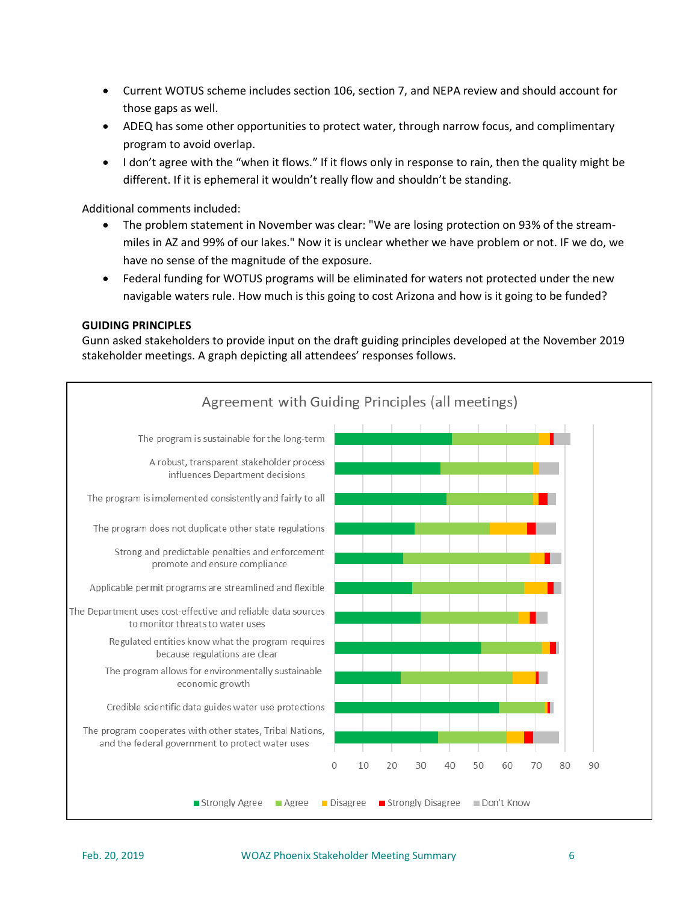- Current WOTUS scheme includes section 106, section 7, and NEPA review and should account for those gaps as well.
- ADEQ has some other opportunities to protect water, through narrow focus, and complimentary program to avoid overlap.
- I don't agree with the "when it flows." If it flows only in response to rain, then the quality might be different. If it is ephemeral it wouldn't really flow and shouldn't be standing.

Additional comments included:

- The problem statement in November was clear: "We are losing protection on 93% of the stream-miles in AZ and 99% of our lakes." Now it is unclear whether we have problem or not. IF we do, we have no sense of the magnitude of the exposure.
- Federal funding for WOTUS programs will be eliminated for waters not protected under the new navigable waters rule. How much is this going to cost Arizona and how is it going to be funded?

**GUIDING PRINCIPLES**

Gunn asked stakeholders to provide input on the draft guiding principles developed at the November 2019 stakeholder meetings. A graph depicting all attendees' responses follows.

Agreement with Guiding Principles (all meetings)

| Principle | Strongly Agree | Agree | Disagree | Strongly Disagree | Don't Know |
|---|---|---|---|---|---|
| The program is sustainable for the long-term | 41 | 30 | 4 | 1 | 6 |
| A robust, transparent stakeholder process influences Department decisions | 37 | 32 | 2 | 0 | 7 |
| The program is implemented consistently and fairly to all | 39 | 30 | 2 | 3 | 3 |
| The program does not duplicate other state regulations | 28 | 26 | 13 | 3 | 7 |
| Strong and predictable penalties and enforcement promote and ensure compliance | 24 | 44 | 5 | 2 | 4 |
| Applicable permit programs are streamlined and flexible | 27 | 39 | 8 | 2 | 3 |
| The Department uses cost-effective and reliable data sources to monitor threats to water uses | 30 | 34 | 4 | 2 | 4 |
| Regulated entities know what the program requires because regulations are clear | 51 | 21 | 3 | 2 | 1 |
| The program allows for environmentally sustainable economic growth | 23 | 39 | 8 | 1 | 3 |
| Credible scientific data guides water use protections | 57 | 16 | 1 | 1 | 1 |
| The program cooperates with other states, Tribal Nations, and the federal government to protect water uses | 36 | 24 | 6 | 3 | 9 |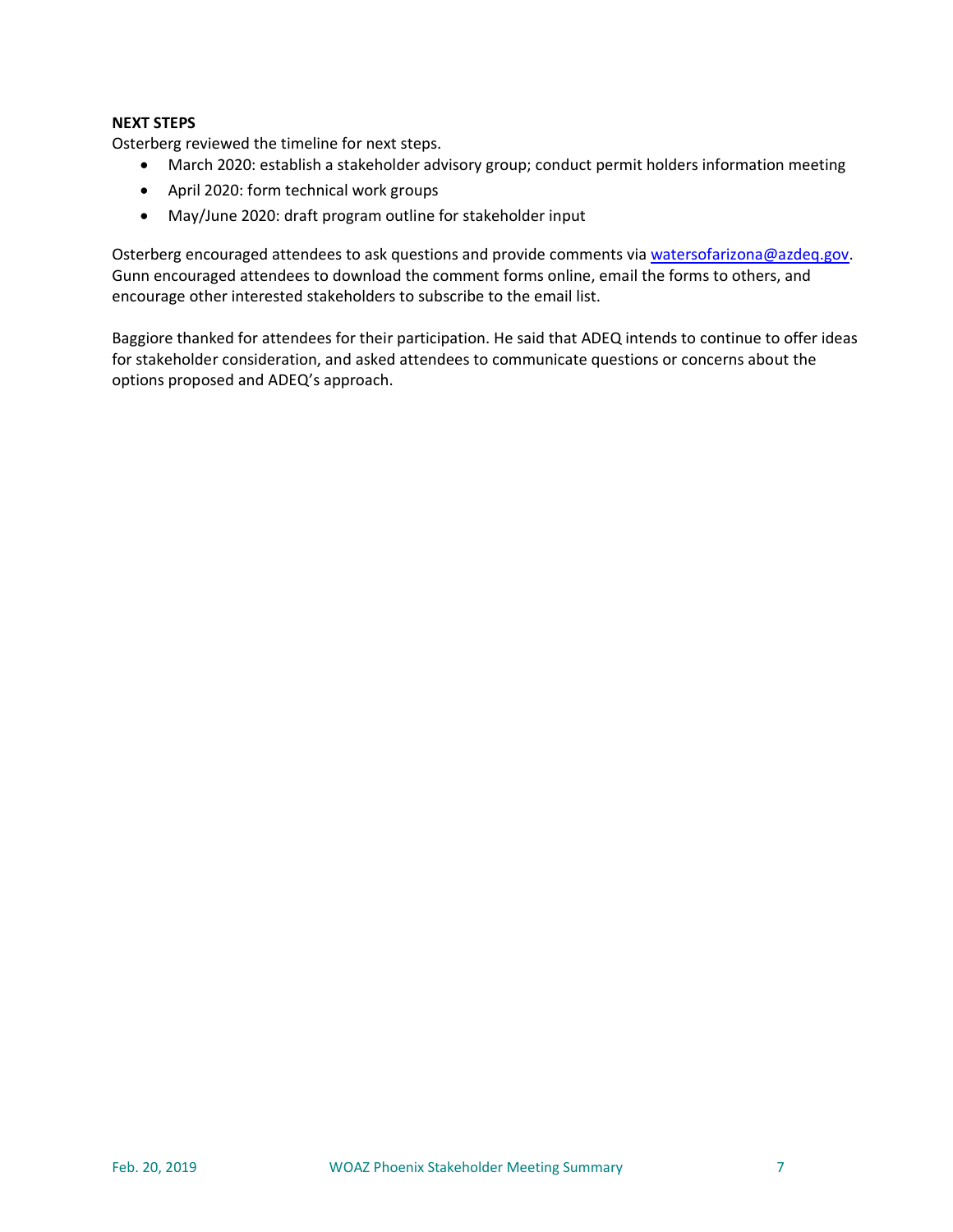**NEXT STEPS**

Osterberg reviewed the timeline for next steps.

- March 2020: establish a stakeholder advisory group; conduct permit holders information meeting
- April 2020: form technical work groups
- May/June 2020: draft program outline for stakeholder input

Osterberg encouraged attendees to ask questions and provide comments via watersofarizona@azdeq.gov. Gunn encouraged attendees to download the comment forms online, email the forms to others, and encourage other interested stakeholders to subscribe to the email list.

Baggiore thanked for attendees for their participation. He said that ADEQ intends to continue to offer ideas for stakeholder consideration, and asked attendees to communicate questions or concerns about the options proposed and ADEQ's approach.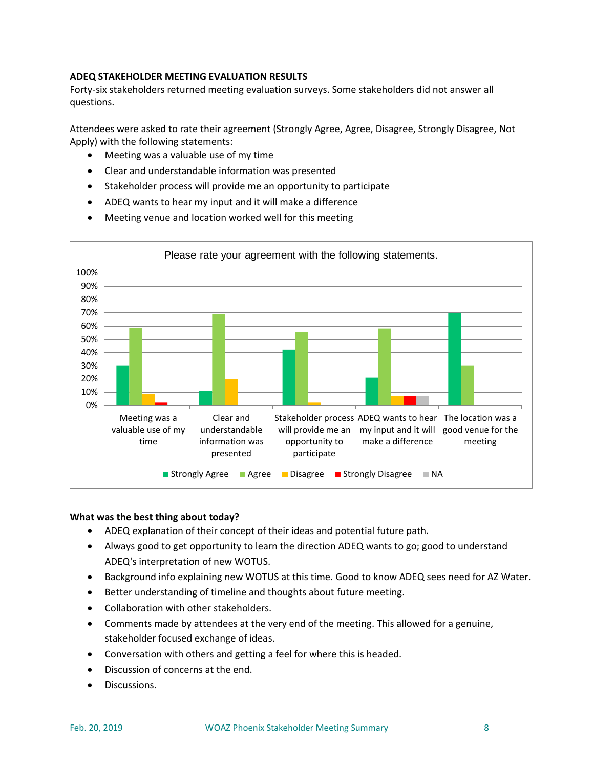**ADEQ STAKEHOLDER MEETING EVALUATION RESULTS**

Forty-six stakeholders returned meeting evaluation surveys. Some stakeholders did not answer all questions.

Attendees were asked to rate their agreement (Strongly Agree, Agree, Disagree, Strongly Disagree, Not Apply) with the following statements:

- Meeting was a valuable use of my time
- Clear and understandable information was presented
- Stakeholder process will provide me an opportunity to participate
- ADEQ wants to hear my input and it will make a difference
- Meeting venue and location worked well for this meeting

**What was the best thing about today?**

- ADEQ explanation of their concept of their ideas and potential future path.
- Always good to get opportunity to learn the direction ADEQ wants to go; good to understand ADEQ's interpretation of new WOTUS.
- Background info explaining new WOTUS at this time. Good to know ADEQ sees need for AZ Water.
- Better understanding of timeline and thoughts about future meeting.
- Collaboration with other stakeholders.
- Comments made by attendees at the very end of the meeting. This allowed for a genuine, stakeholder focused exchange of ideas.
- Conversation with others and getting a feel for where this is headed.
- Discussion of concerns at the end.
- Discussions.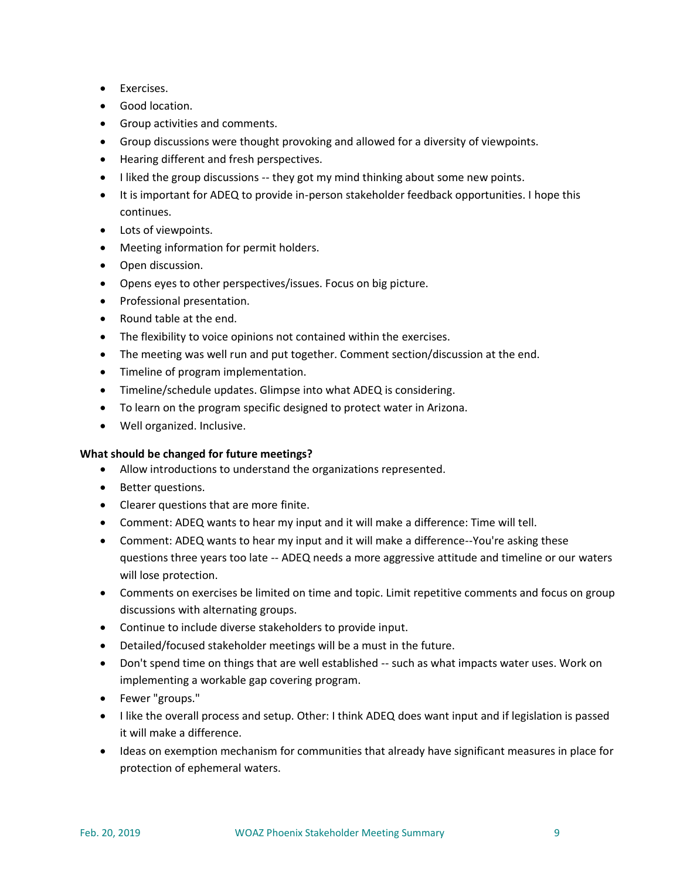- Exercises.
- Good location.
- Group activities and comments.
- Group discussions were thought provoking and allowed for a diversity of viewpoints.
- Hearing different and fresh perspectives.
- I liked the group discussions -- they got my mind thinking about some new points.
- It is important for ADEQ to provide in-person stakeholder feedback opportunities. I hope this continues.
- Lots of viewpoints.
- Meeting information for permit holders.
- Open discussion.
- Opens eyes to other perspectives/issues. Focus on big picture.
- Professional presentation.
- Round table at the end.
- The flexibility to voice opinions not contained within the exercises.
- The meeting was well run and put together. Comment section/discussion at the end.
- Timeline of program implementation.
- Timeline/schedule updates. Glimpse into what ADEQ is considering.
- To learn on the program specific designed to protect water in Arizona.
- Well organized. Inclusive.

**What should be changed for future meetings?**

- Allow introductions to understand the organizations represented.
- Better questions.
- Clearer questions that are more finite.
- Comment: ADEQ wants to hear my input and it will make a difference: Time will tell.
- Comment: ADEQ wants to hear my input and it will make a difference--You're asking these questions three years too late -- ADEQ needs a more aggressive attitude and timeline or our waters will lose protection.
- Comments on exercises be limited on time and topic. Limit repetitive comments and focus on group discussions with alternating groups.
- Continue to include diverse stakeholders to provide input.
- Detailed/focused stakeholder meetings will be a must in the future.
- Don't spend time on things that are well established -- such as what impacts water uses. Work on implementing a workable gap covering program.
- Fewer "groups."
- I like the overall process and setup. Other: I think ADEQ does want input and if legislation is passed it will make a difference.
- Ideas on exemption mechanism for communities that already have significant measures in place for protection of ephemeral waters.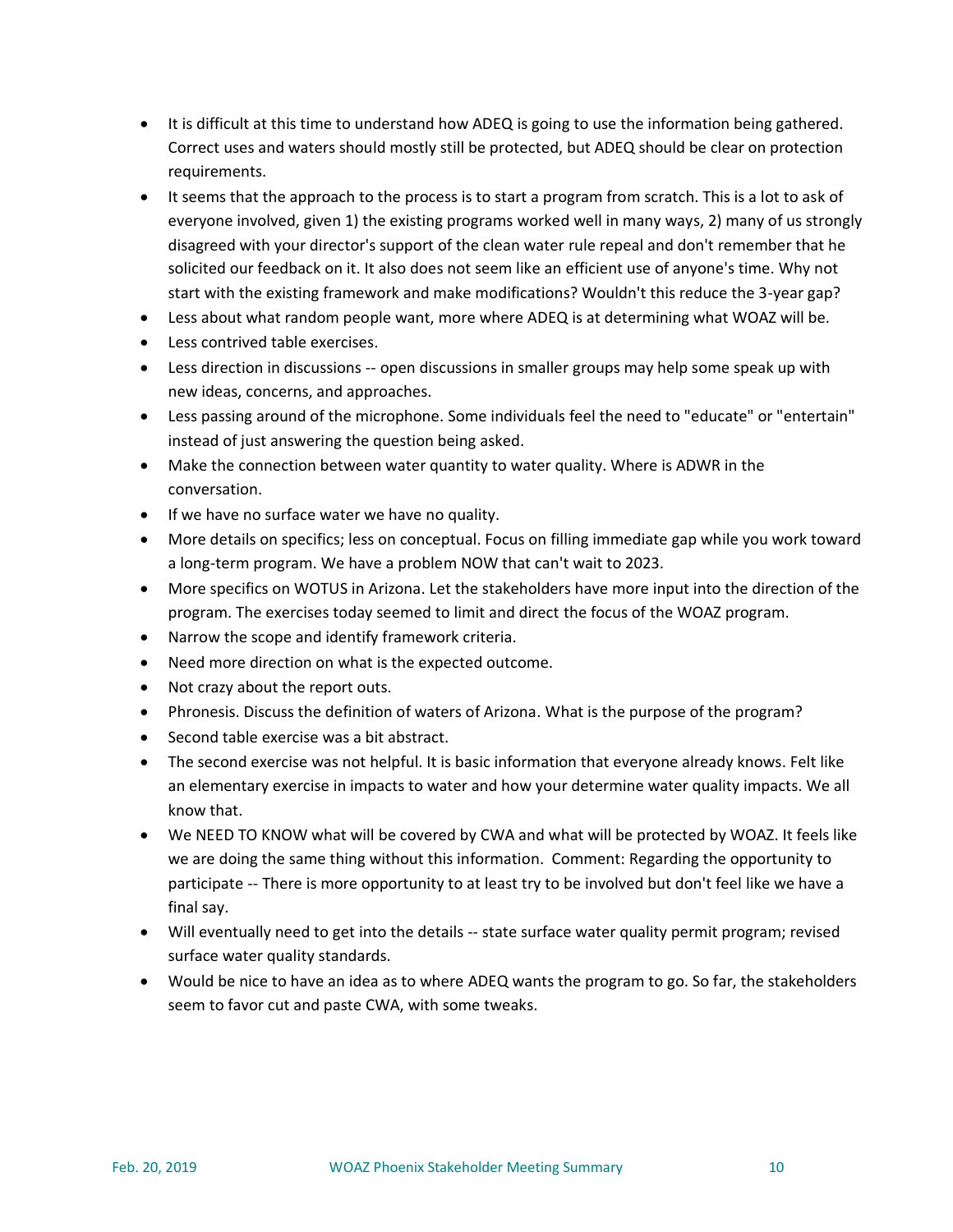- It is difficult at this time to understand how ADEQ is going to use the information being gathered. Correct uses and waters should mostly still be protected, but ADEQ should be clear on protection requirements.
- It seems that the approach to the process is to start a program from scratch. This is a lot to ask of everyone involved, given 1) the existing programs worked well in many ways, 2) many of us strongly disagreed with your director's support of the clean water rule repeal and don't remember that he solicited our feedback on it. It also does not seem like an efficient use of anyone's time. Why not start with the existing framework and make modifications? Wouldn't this reduce the 3-year gap?
- Less about what random people want, more where ADEQ is at determining what WOAZ will be.
- Less contrived table exercises.
- Less direction in discussions -- open discussions in smaller groups may help some speak up with new ideas, concerns, and approaches.
- Less passing around of the microphone. Some individuals feel the need to "educate" or "entertain" instead of just answering the question being asked.
- Make the connection between water quantity to water quality. Where is ADWR in the conversation.
- If we have no surface water we have no quality.
- More details on specifics; less on conceptual. Focus on filling immediate gap while you work toward a long-term program. We have a problem NOW that can't wait to 2023.
- More specifics on WOTUS in Arizona. Let the stakeholders have more input into the direction of the program. The exercises today seemed to limit and direct the focus of the WOAZ program.
- Narrow the scope and identify framework criteria.
- Need more direction on what is the expected outcome.
- Not crazy about the report outs.
- Phronesis. Discuss the definition of waters of Arizona. What is the purpose of the program?
- Second table exercise was a bit abstract.
- The second exercise was not helpful. It is basic information that everyone already knows. Felt like an elementary exercise in impacts to water and how your determine water quality impacts. We all know that.
- We NEED TO KNOW what will be covered by CWA and what will be protected by WOAZ. It feels like we are doing the same thing without this information. Comment: Regarding the opportunity to participate -- There is more opportunity to at least try to be involved but don't feel like we have a final say.
- Will eventually need to get into the details -- state surface water quality permit program; revised surface water quality standards.
- Would be nice to have an idea as to where ADEQ wants the program to go. So far, the stakeholders seem to favor cut and paste CWA, with some tweaks.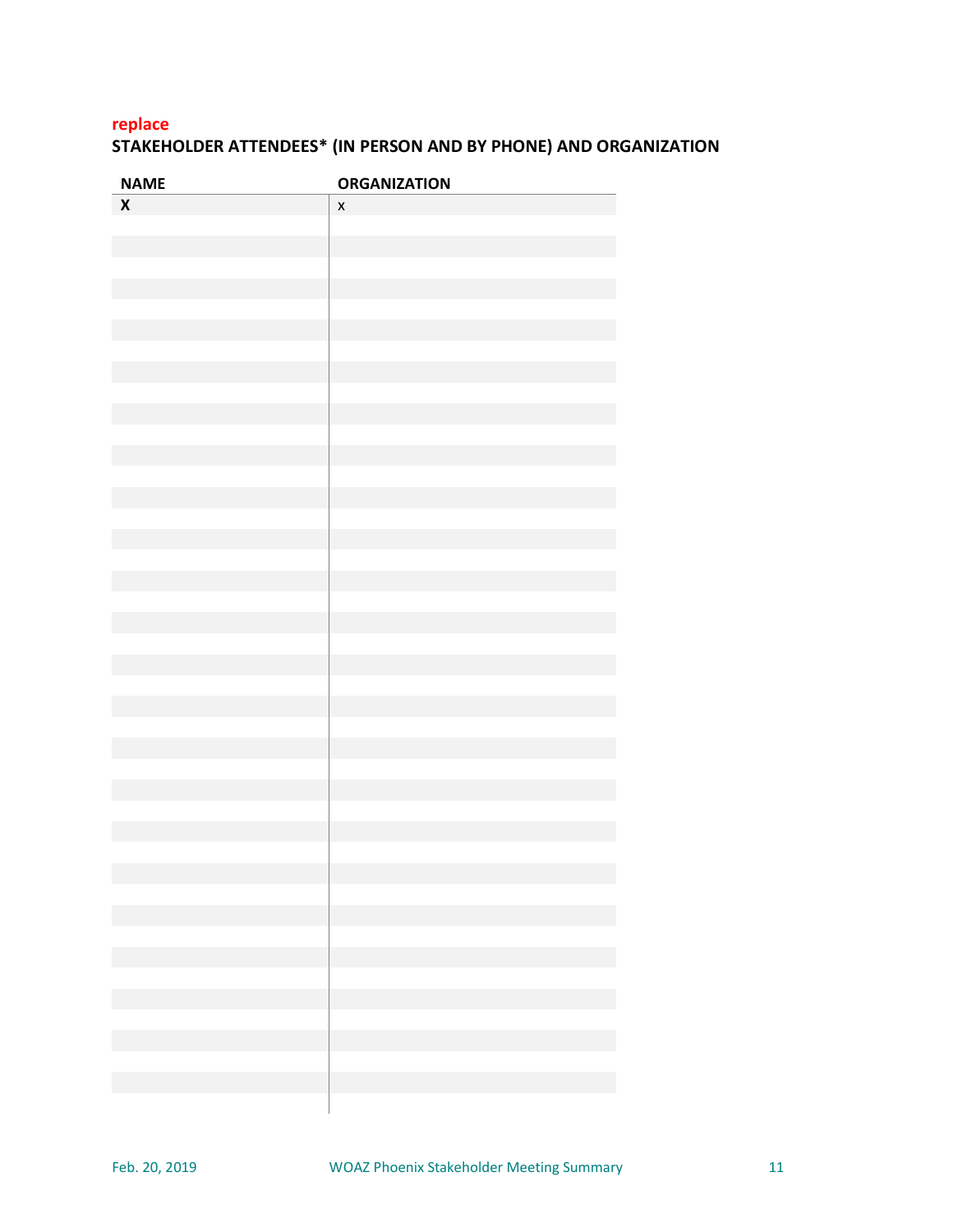**replace**

## STAKEHOLDER ATTENDEES* (IN PERSON AND BY PHONE) AND ORGANIZATION

| NAME | ORGANIZATION |
|---|---|
| **X** | x |
| | |
| | |
| | |
| | |
| | |
| | |
| | |
| | |
| | |
| | |
| | |
| | |
| | |
| | |
| | |
| | |
| | |
| | |
| | |
| | |
| | |
| | |
| | |
| | |
| | |
| | |
| | |
| | |
| | |
| | |
| | |
| | |
| | |
| | |
| | |
| | |
| | |
| | |
| | |
| | |
| | |
| | |
| | |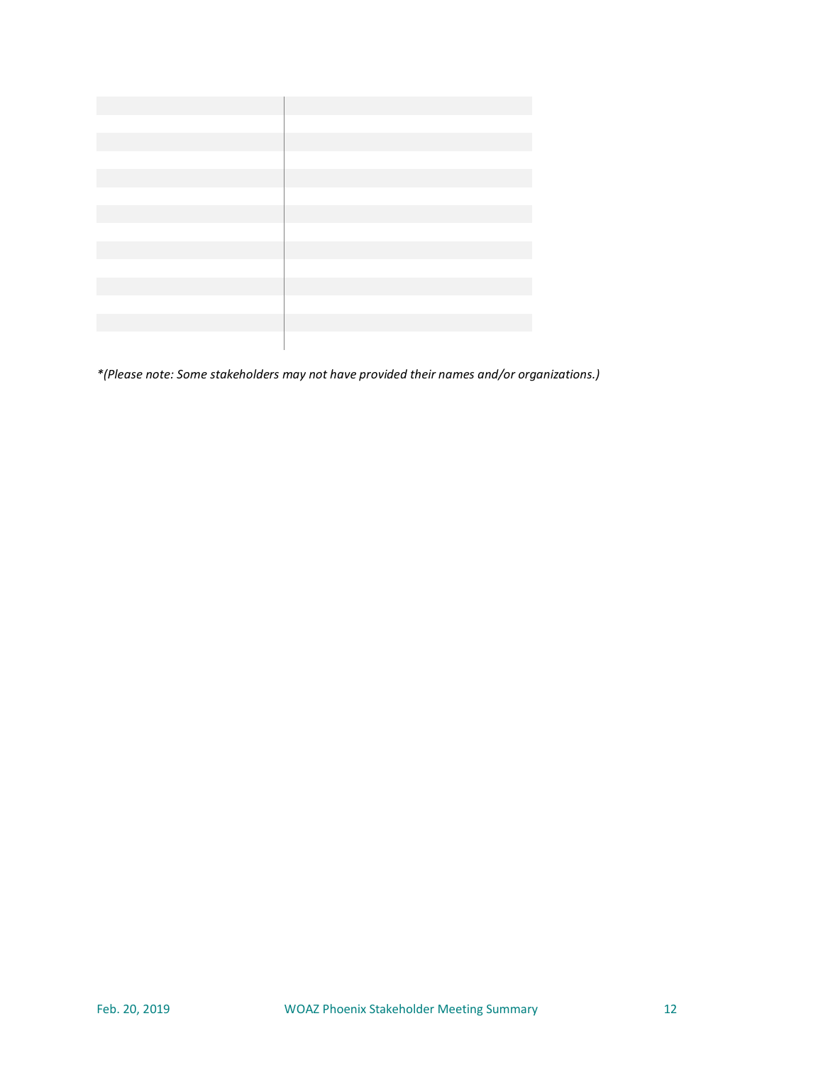*(Please note: Some stakeholders may not have provided their names and/or organizations.)